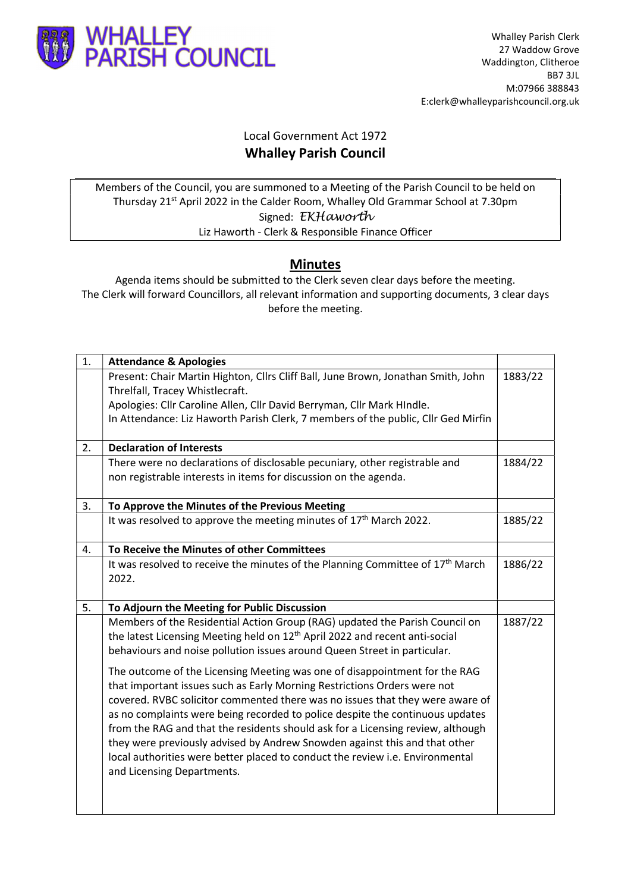**WHALLEY PARISH COUNCIL**

Whalley Parish Clerk
27 Waddow Grove
Waddington, Clitheroe
BB7 3JL
M:07966 388843
E:clerk@whalleyparishcouncil.org.uk

Local Government Act 1972

**Whalley Parish Council**

Members of the Council, you are summoned to a Meeting of the Parish Council to be held on Thursday 21st April 2022 in the Calder Room, Whalley Old Grammar School at 7.30pm
Signed: *EKHaworth*
Liz Haworth - Clerk & Responsible Finance Officer

## Minutes

Agenda items should be submitted to the Clerk seven clear days before the meeting.
The Clerk will forward Councillors, all relevant information and supporting documents, 3 clear days before the meeting.

| | | |
|---|---|---|
| 1. | **Attendance & Apologies** | |
| | Present: Chair Martin Highton, Cllrs Cliff Ball, June Brown, Jonathan Smith, John Threlfall, Tracey Whistlecraft.<br>Apologies: Cllr Caroline Allen, Cllr David Berryman, Cllr Mark HIndle.<br>In Attendance: Liz Haworth Parish Clerk, 7 members of the public, Cllr Ged Mirfin | 1883/22 |
| 2. | **Declaration of Interests** | |
| | There were no declarations of disclosable pecuniary, other registrable and non registrable interests in items for discussion on the agenda. | 1884/22 |
| 3. | **To Approve the Minutes of the Previous Meeting** | |
| | It was resolved to approve the meeting minutes of 17th March 2022. | 1885/22 |
| 4. | **To Receive the Minutes of other Committees** | |
| | It was resolved to receive the minutes of the Planning Committee of 17th March 2022. | 1886/22 |
| 5. | **To Adjourn the Meeting for Public Discussion** | |
| | Members of the Residential Action Group (RAG) updated the Parish Council on the latest Licensing Meeting held on 12th April 2022 and recent anti-social behaviours and noise pollution issues around Queen Street in particular.<br><br>The outcome of the Licensing Meeting was one of disappointment for the RAG that important issues such as Early Morning Restrictions Orders were not covered. RVBC solicitor commented there was no issues that they were aware of as no complaints were being recorded to police despite the continuous updates from the RAG and that the residents should ask for a Licensing review, although they were previously advised by Andrew Snowden against this and that other local authorities were better placed to conduct the review i.e. Environmental and Licensing Departments. | 1887/22 |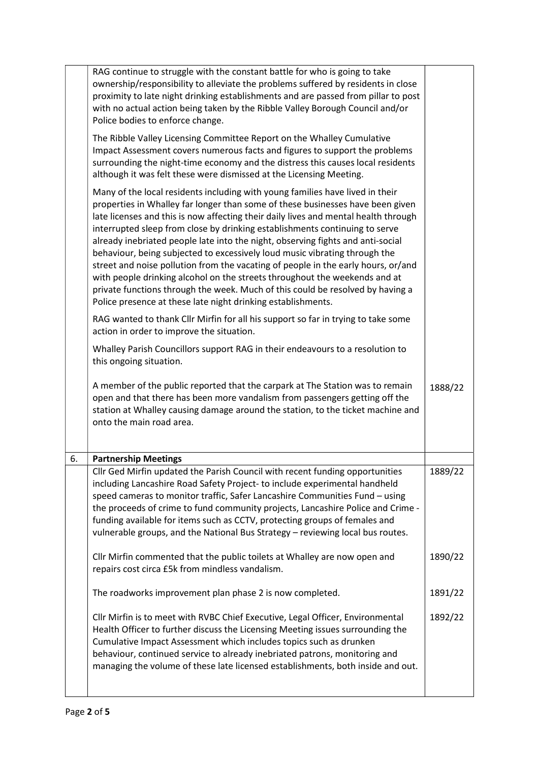| | | |
|---|---|---|
| | RAG continue to struggle with the constant battle for who is going to take ownership/responsibility to alleviate the problems suffered by residents in close proximity to late night drinking establishments and are passed from pillar to post with no actual action being taken by the Ribble Valley Borough Council and/or Police bodies to enforce change.<br><br>The Ribble Valley Licensing Committee Report on the Whalley Cumulative Impact Assessment covers numerous facts and figures to support the problems surrounding the night-time economy and the distress this causes local residents although it was felt these were dismissed at the Licensing Meeting.<br><br>Many of the local residents including with young families have lived in their properties in Whalley far longer than some of these businesses have been given late licenses and this is now affecting their daily lives and mental health through interrupted sleep from close by drinking establishments continuing to serve already inebriated people late into the night, observing fights and anti-social behaviour, being subjected to excessively loud music vibrating through the street and noise pollution from the vacating of people in the early hours, or/and with people drinking alcohol on the streets throughout the weekends and at private functions through the week. Much of this could be resolved by having a Police presence at these late night drinking establishments.<br><br>RAG wanted to thank Cllr Mirfin for all his support so far in trying to take some action in order to improve the situation.<br><br>Whalley Parish Councillors support RAG in their endeavours to a resolution to this ongoing situation. | |
| | A member of the public reported that the carpark at The Station was to remain open and that there has been more vandalism from passengers getting off the station at Whalley causing damage around the station, to the ticket machine and onto the main road area. | 1888/22 |
| 6. | **Partnership Meetings** | |
| | Cllr Ged Mirfin updated the Parish Council with recent funding opportunities including Lancashire Road Safety Project- to include experimental handheld speed cameras to monitor traffic, Safer Lancashire Communities Fund – using the proceeds of crime to fund community projects, Lancashire Police and Crime - funding available for items such as CCTV, protecting groups of females and vulnerable groups, and the National Bus Strategy – reviewing local bus routes. | 1889/22 |
| | Cllr Mirfin commented that the public toilets at Whalley are now open and repairs cost circa £5k from mindless vandalism. | 1890/22 |
| | The roadworks improvement plan phase 2 is now completed. | 1891/22 |
| | Cllr Mirfin is to meet with RVBC Chief Executive, Legal Officer, Environmental Health Officer to further discuss the Licensing Meeting issues surrounding the Cumulative Impact Assessment which includes topics such as drunken behaviour, continued service to already inebriated patrons, monitoring and managing the volume of these late licensed establishments, both inside and out. | 1892/22 |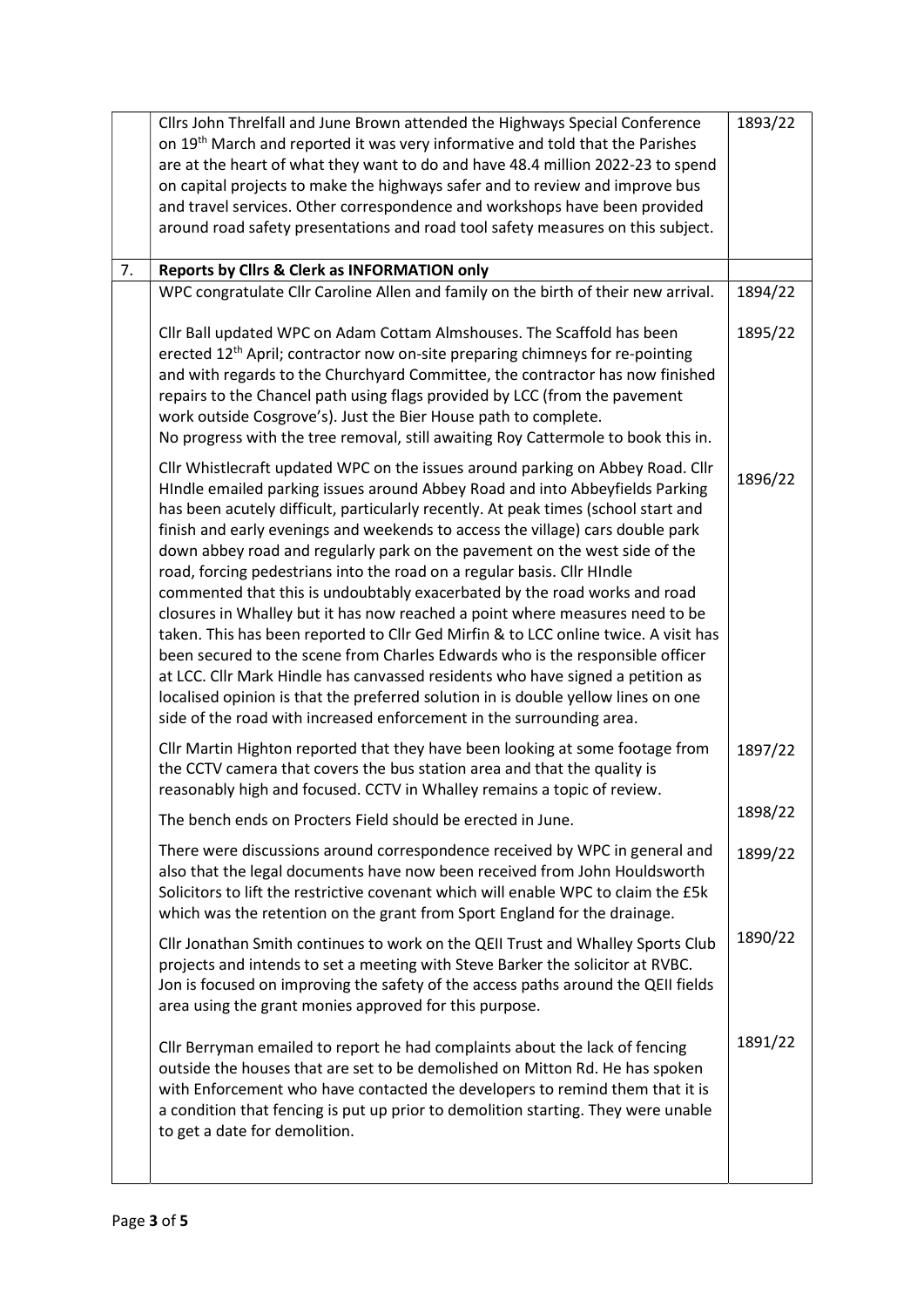|    |    |    |
|---|---|---|
| | Cllrs John Threlfall and June Brown attended the Highways Special Conference on 19th March and reported it was very informative and told that the Parishes are at the heart of what they want to do and have 48.4 million 2022-23 to spend on capital projects to make the highways safer and to review and improve bus and travel services. Other correspondence and workshops have been provided around road safety presentations and road tool safety measures on this subject. | 1893/22 |
| 7. | **Reports by Cllrs & Clerk as INFORMATION only** | |
| | WPC congratulate Cllr Caroline Allen and family on the birth of their new arrival. | 1894/22 |
| | Cllr Ball updated WPC on Adam Cottam Almshouses. The Scaffold has been erected 12th April; contractor now on-site preparing chimneys for re-pointing and with regards to the Churchyard Committee, the contractor has now finished repairs to the Chancel path using flags provided by LCC (from the pavement work outside Cosgrove's). Just the Bier House path to complete.<br>No progress with the tree removal, still awaiting Roy Cattermole to book this in. | 1895/22 |
| | Cllr Whistlecraft updated WPC on the issues around parking on Abbey Road. Cllr HIndle emailed parking issues around Abbey Road and into Abbeyfields Parking has been acutely difficult, particularly recently. At peak times (school start and finish and early evenings and weekends to access the village) cars double park down abbey road and regularly park on the pavement on the west side of the road, forcing pedestrians into the road on a regular basis. Cllr HIndle commented that this is undoubtably exacerbated by the road works and road closures in Whalley but it has now reached a point where measures need to be taken. This has been reported to Cllr Ged Mirfin & to LCC online twice. A visit has been secured to the scene from Charles Edwards who is the responsible officer at LCC. Cllr Mark Hindle has canvassed residents who have signed a petition as localised opinion is that the preferred solution in is double yellow lines on one side of the road with increased enforcement in the surrounding area. | 1896/22 |
| | Cllr Martin Highton reported that they have been looking at some footage from the CCTV camera that covers the bus station area and that the quality is reasonably high and focused. CCTV in Whalley remains a topic of review. | 1897/22 |
| | The bench ends on Procters Field should be erected in June. | 1898/22 |
| | There were discussions around correspondence received by WPC in general and also that the legal documents have now been received from John Houldsworth Solicitors to lift the restrictive covenant which will enable WPC to claim the £5k which was the retention on the grant from Sport England for the drainage. | 1899/22 |
| | Cllr Jonathan Smith continues to work on the QEII Trust and Whalley Sports Club projects and intends to set a meeting with Steve Barker the solicitor at RVBC. Jon is focused on improving the safety of the access paths around the QEII fields area using the grant monies approved for this purpose. | 1890/22 |
| | Cllr Berryman emailed to report he had complaints about the lack of fencing outside the houses that are set to be demolished on Mitton Rd. He has spoken with Enforcement who have contacted the developers to remind them that it is a condition that fencing is put up prior to demolition starting. They were unable to get a date for demolition. | 1891/22 |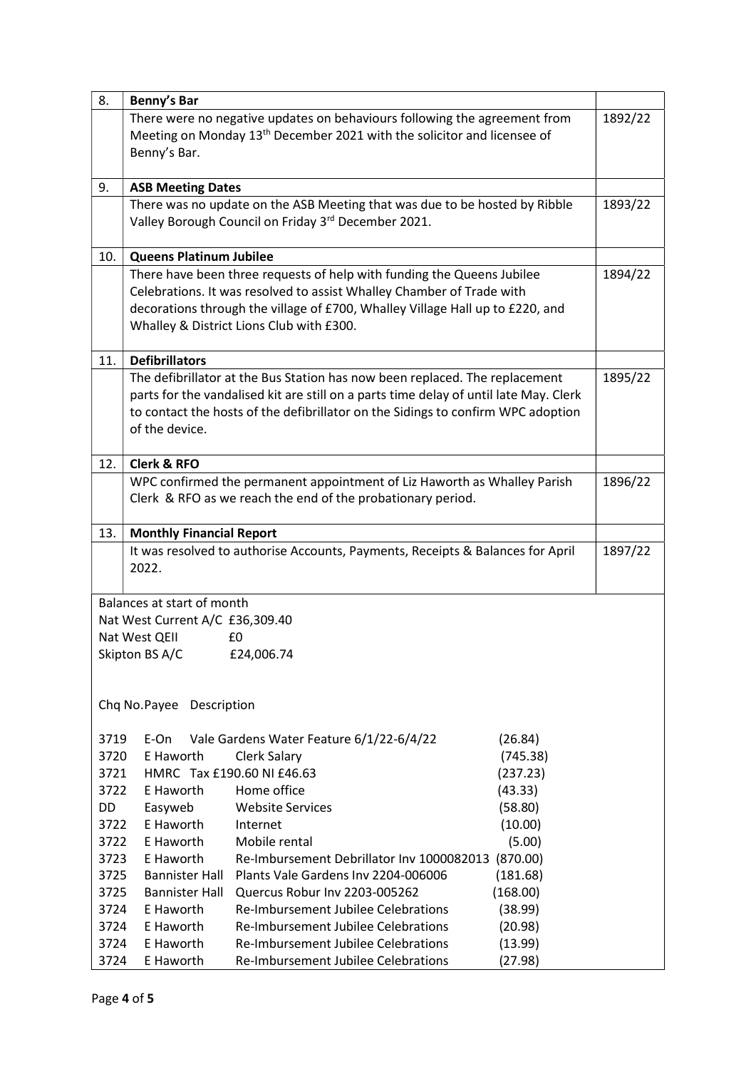| 8. | **Benny's Bar** | |
|---|---|---|
| | There were no negative updates on behaviours following the agreement from Meeting on Monday 13th December 2021 with the solicitor and licensee of Benny's Bar. | 1892/22 |
| 9. | **ASB Meeting Dates** | |
| | There was no update on the ASB Meeting that was due to be hosted by Ribble Valley Borough Council on Friday 3rd December 2021. | 1893/22 |
| 10. | **Queens Platinum Jubilee** | |
| | There have been three requests of help with funding the Queens Jubilee Celebrations. It was resolved to assist Whalley Chamber of Trade with decorations through the village of £700, Whalley Village Hall up to £220, and Whalley & District Lions Club with £300. | 1894/22 |
| 11. | **Defibrillators** | |
| | The defibrillator at the Bus Station has now been replaced. The replacement parts for the vandalised kit are still on a parts time delay of until late May. Clerk to contact the hosts of the defibrillator on the Sidings to confirm WPC adoption of the device. | 1895/22 |
| 12. | **Clerk & RFO** | |
| | WPC confirmed the permanent appointment of Liz Haworth as Whalley Parish Clerk & RFO as we reach the end of the probationary period. | 1896/22 |
| 13. | **Monthly Financial Report** | |
| | It was resolved to authorise Accounts, Payments, Receipts & Balances for April 2022. | 1897/22 |

Balances at start of month
Nat West Current A/C £36,309.40
Nat West QEII £0
Skipton BS A/C £24,006.74

| Chq No. | Payee | Description | |
|---|---|---|---|
| 3719 | E-On | Vale Gardens Water Feature 6/1/22-6/4/22 | (26.84) |
| 3720 | E Haworth | Clerk Salary | (745.38) |
| 3721 | HMRC | Tax £190.60 NI £46.63 | (237.23) |
| 3722 | E Haworth | Home office | (43.33) |
| DD | Easyweb | Website Services | (58.80) |
| 3722 | E Haworth | Internet | (10.00) |
| 3722 | E Haworth | Mobile rental | (5.00) |
| 3723 | E Haworth | Re-Imbursement Debrillator Inv 1000082013 | (870.00) |
| 3725 | Bannister Hall | Plants Vale Gardens Inv 2204-006006 | (181.68) |
| 3725 | Bannister Hall | Quercus Robur Inv 2203-005262 | (168.00) |
| 3724 | E Haworth | Re-Imbursement Jubilee Celebrations | (38.99) |
| 3724 | E Haworth | Re-Imbursement Jubilee Celebrations | (20.98) |
| 3724 | E Haworth | Re-Imbursement Jubilee Celebrations | (13.99) |
| 3724 | E Haworth | Re-Imbursement Jubilee Celebrations | (27.98) |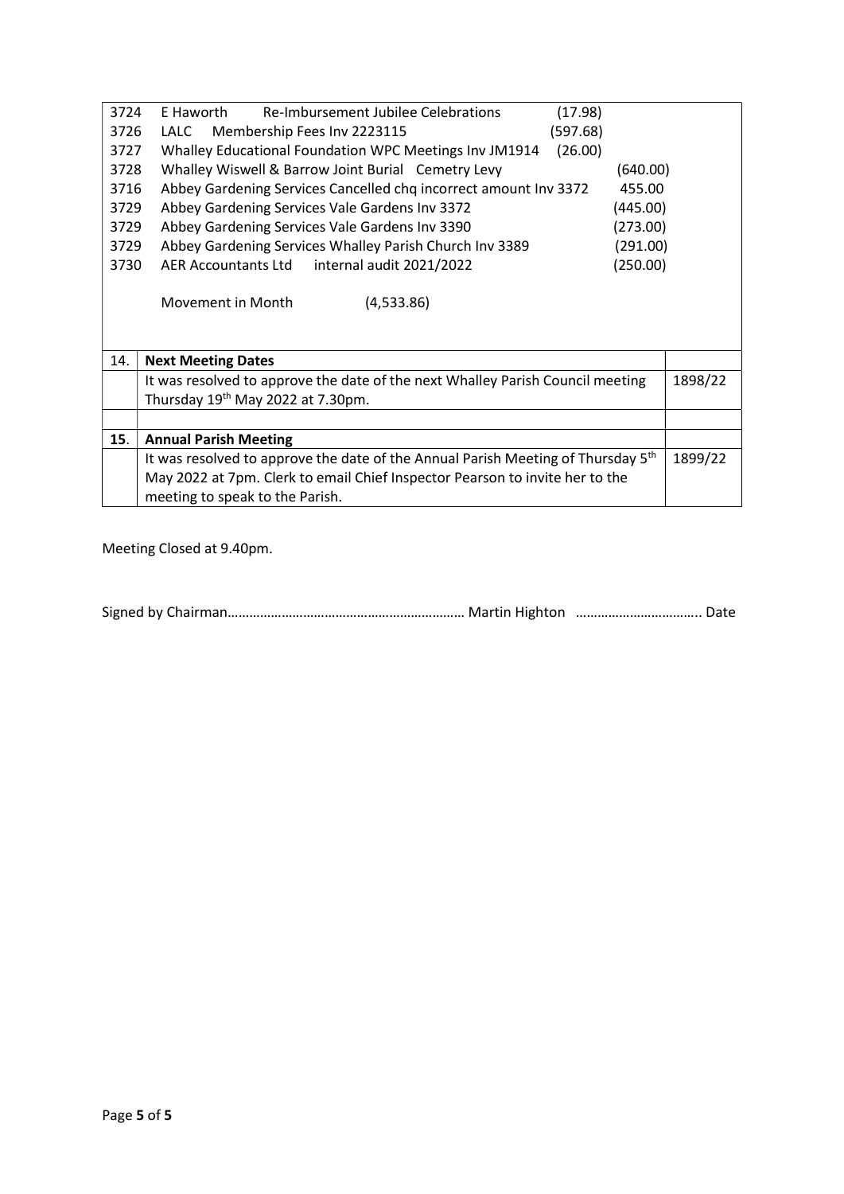| | | | |
|---|---|---|---|
| 3724 | E Haworth Re-Imbursement Jubilee Celebrations | (17.98) | |
| 3726 | LALC Membership Fees Inv 2223115 | (597.68) | |
| 3727 | Whalley Educational Foundation WPC Meetings Inv JM1914 | (26.00) | |
| 3728 | Whalley Wiswell & Barrow Joint Burial Cemetry Levy | | (640.00) |
| 3716 | Abbey Gardening Services Cancelled chq incorrect amount Inv 3372 | | 455.00 |
| 3729 | Abbey Gardening Services Vale Gardens Inv 3372 | | (445.00) |
| 3729 | Abbey Gardening Services Vale Gardens Inv 3390 | | (273.00) |
| 3729 | Abbey Gardening Services Whalley Parish Church Inv 3389 | | (291.00) |
| 3730 | AER Accountants Ltd internal audit 2021/2022 | | (250.00) |
| | Movement in Month (4,533.86) | | |

| | | |
|---|---|---|
| 14. | **Next Meeting Dates** | |
| | It was resolved to approve the date of the next Whalley Parish Council meeting Thursday 19th May 2022 at 7.30pm. | 1898/22 |
| | | |
| **15.** | **Annual Parish Meeting** | |
| | It was resolved to approve the date of the Annual Parish Meeting of Thursday 5th May 2022 at 7pm. Clerk to email Chief Inspector Pearson to invite her to the meeting to speak to the Parish. | 1899/22 |

Meeting Closed at 9.40pm.

Signed by Chairman………………………………………………………… Martin Highton …………………………….. Date